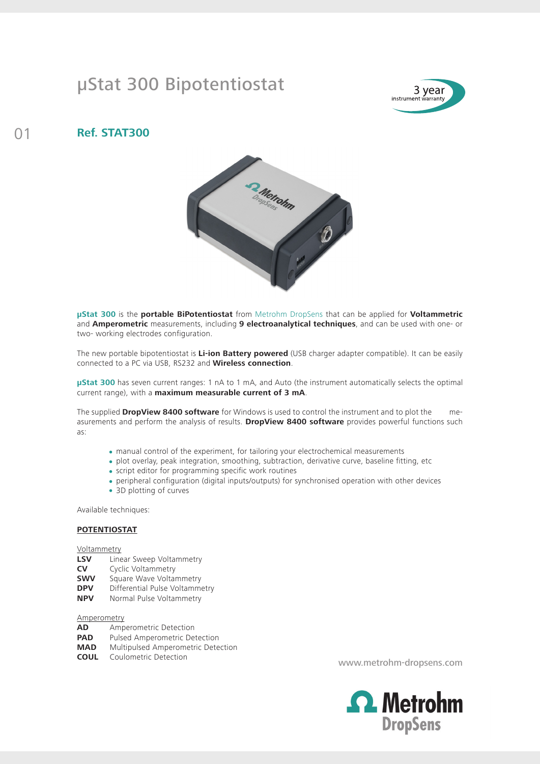# µStat 300 Bipotentiostat

3 year instrument warranty

01

## Ref. STAT300

**µStat 300** is the **portable BiPotentiostat** from Metrohm DropSens that can be applied for **Voltammetric** and **Amperometric** measurements, including **9 electroanalytical techniques**, and can be used with one- or two- working electrodes configuration.

The new portable bipotentiostat is **Li-ion Battery powered** (USB charger adapter compatible). It can be easily connected to a PC via USB, RS232 and **Wireless connection**.

**µStat 300** has seven current ranges: 1 nA to 1 mA, and Auto (the instrument automatically selects the optimal current range), with a **maximum measurable current of 3 mA**.

The supplied **DropView 8400 software** for Windows is used to control the instrument and to plot the measurements and perform the analysis of results. **DropView 8400 software** provides powerful functions such as:

- manual control of the experiment, for tailoring your electrochemical measurements
- plot overlay, peak integration, smoothing, subtraction, derivative curve, baseline fitting, etc
- script editor for programming specific work routines
- peripheral configuration (digital inputs/outputs) for synchronised operation with other devices
- 3D plotting of curves

Available techniques:

**POTENTIOSTAT**

Voltammetry

**LSV** Linear Sweep Voltammetry
**CV** Cyclic Voltammetry
**SWV** Square Wave Voltammetry
**DPV** Differential Pulse Voltammetry
**NPV** Normal Pulse Voltammetry

Amperometry

**AD** Amperometric Detection
**PAD** Pulsed Amperometric Detection
**MAD** Multipulsed Amperometric Detection
**COUL** Coulometric Detection

www.metrohm-dropsens.com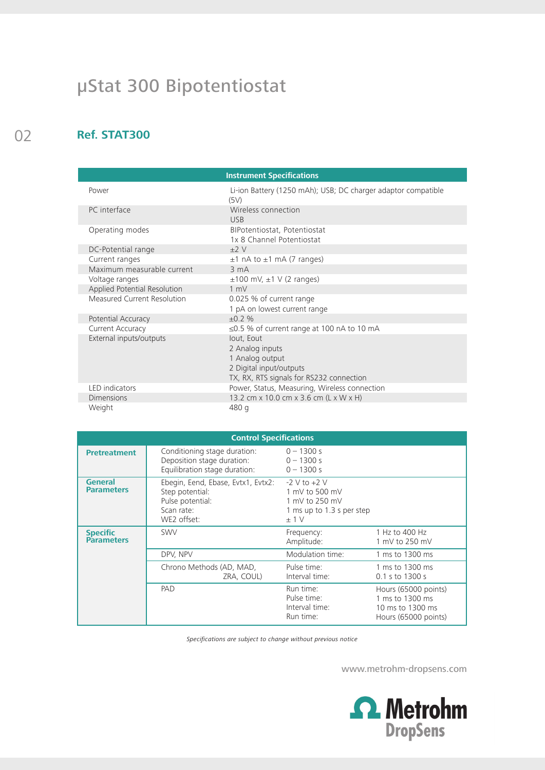# µStat 300 Bipotentiostat

## Ref. STAT300

| Instrument Specifications | |
|---|---|
| Power | Li-ion Battery (1250 mAh); USB; DC charger adaptor compatible (5V) |
| PC interface | Wireless connection<br>USB |
| Operating modes | BIPotentiostat, Potentiostat<br>1x 8 Channel Potentiostat |
| DC-Potential range | ±2 V |
| Current ranges | ±1 nA to ±1 mA (7 ranges) |
| Maximum measurable current | 3 mA |
| Voltage ranges | ±100 mV, ±1 V (2 ranges) |
| Applied Potential Resolution | 1 mV |
| Measured Current Resolution | 0.025 % of current range<br>1 pA on lowest current range |
| Potential Accuracy | ±0.2 % |
| Current Accuracy | ≤0.5 % of current range at 100 nA to 10 mA |
| External inputs/outputs | Iout, Eout<br>2 Analog inputs<br>1 Analog output<br>2 Digital input/outputs<br>TX, RX, RTS signals for RS232 connection |
| LED indicators | Power, Status, Measuring, Wireless connection |
| Dimensions | 13.2 cm x 10.0 cm x 3.6 cm (L x W x H) |
| Weight | 480 g |

| Control Specifications | | | |
|---|---|---|---|
| **Pretreatment** | Conditioning stage duration:<br>Deposition stage duration:<br>Equilibration stage duration: | 0 – 1300 s<br>0 – 1300 s<br>0 – 1300 s | |
| **General Parameters** | Ebegin, Eend, Ebase, Evtx1, Evtx2:<br>Step potential:<br>Pulse potential:<br>Scan rate:<br>WE2 offset: | -2 V to +2 V<br>1 mV to 500 mV<br>1 mV to 250 mV<br>1 ms up to 1.3 s per step<br>± 1 V | |
| **Specific Parameters** | SWV | Frequency:<br>Amplitude: | 1 Hz to 400 Hz<br>1 mV to 250 mV |
| | DPV, NPV | Modulation time: | 1 ms to 1300 ms |
| | Chrono Methods (AD, MAD, ZRA, COUL) | Pulse time:<br>Interval time: | 1 ms to 1300 ms<br>0.1 s to 1300 s |
| | PAD | Run time:<br>Pulse time:<br>Interval time:<br>Run time: | Hours (65000 points)<br>1 ms to 1300 ms<br>10 ms to 1300 ms<br>Hours (65000 points) |

*Specifications are subject to change without previous notice*

www.metrohm-dropsens.com

Metrohm DropSens